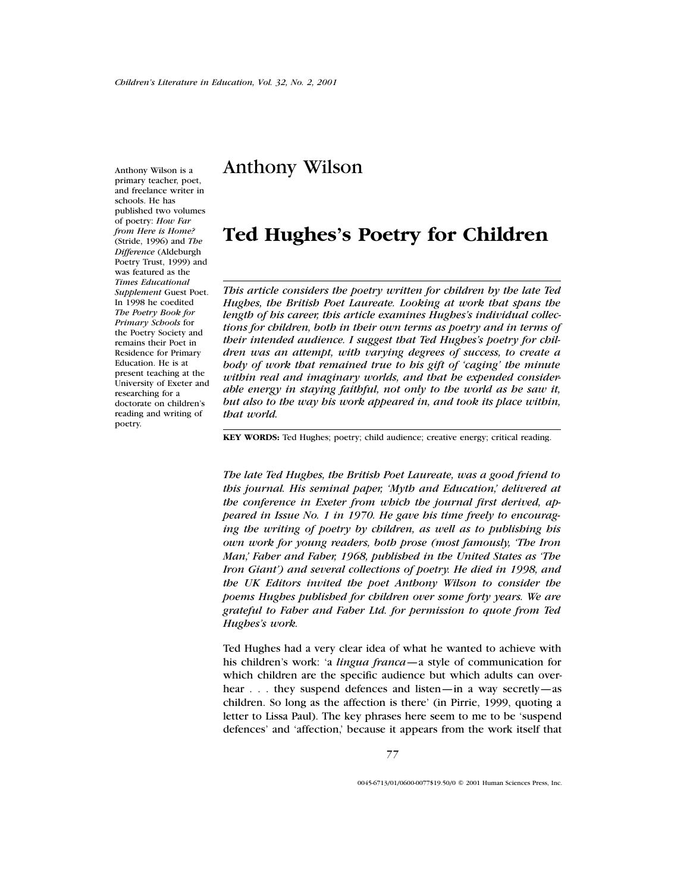# Anthony Wilson

Anthony Wilson is a primary teacher, poet, and freelance writer in schools. He has published two volumes of poetry: *How Far from Here is Home?* (Stride, 1996) and *The Difference* (Aldeburgh Poetry Trust, 1999) and was featured as the *Times Educational Supplement* Guest Poet. In 1998 he coedited *The Poetry Book for Primary Schools* for the Poetry Society and remains their Poet in Residence for Primary Education. He is at present teaching at the University of Exeter and researching for a doctorate on children's reading and writing of poetry.

# Ted Hughes's Poetry for Children

*This article considers the poetry written for children by the late Ted Hughes, the British Poet Laureate. Looking at work that spans the length of his career, this article examines Hughes's individual collections for children, both in their own terms as poetry and in terms of their intended audience. I suggest that Ted Hughes's poetry for children was an attempt, with varying degrees of success, to create a body of work that remained true to his gift of 'caging' the minute within real and imaginary worlds, and that he expended considerable energy in staying faithful, not only to the world as he saw it, but also to the way his work appeared in, and took its place within, that world.*

**KEY WORDS:** Ted Hughes; poetry; child audience; creative energy; critical reading.

*The late Ted Hughes, the British Poet Laureate, was a good friend to this journal. His seminal paper, 'Myth and Education,' delivered at the conference in Exeter from which the journal first derived, appeared in Issue No. 1 in 1970. He gave his time freely to encouraging the writing of poetry by children, as well as to publishing his own work for young readers, both prose (most famously, 'The Iron Man,' Faber and Faber, 1968, published in the United States as 'The Iron Giant') and several collections of poetry. He died in 1998, and the UK Editors invited the poet Anthony Wilson to consider the poems Hughes published for children over some forty years. We are grateful to Faber and Faber Ltd. for permission to quote from Ted Hughes's work.*

Ted Hughes had a very clear idea of what he wanted to achieve with his children's work: 'a *lingua franca*—a style of communication for which children are the specific audience but which adults can overhear . . . they suspend defences and listen—in a way secretly—as children. So long as the affection is there' (in Pirrie, 1999, quoting a letter to Lissa Paul). The key phrases here seem to me to be 'suspend defences' and 'affection,' because it appears from the work itself that

0045-6713/01/0600-0077$19.50/0 © 2001 Human Sciences Press, Inc.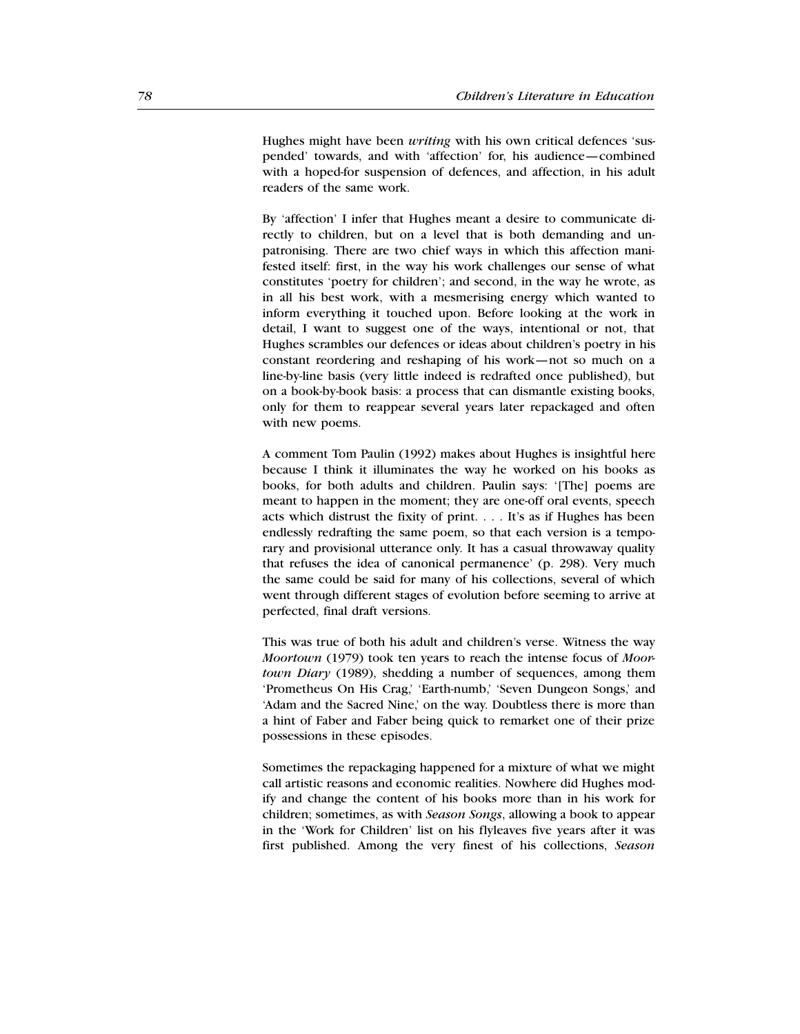Hughes might have been *writing* with his own critical defences 'suspended' towards, and with 'affection' for, his audience—combined with a hoped-for suspension of defences, and affection, in his adult readers of the same work.

By 'affection' I infer that Hughes meant a desire to communicate directly to children, but on a level that is both demanding and unpatronising. There are two chief ways in which this affection manifested itself: first, in the way his work challenges our sense of what constitutes 'poetry for children'; and second, in the way he wrote, as in all his best work, with a mesmerising energy which wanted to inform everything it touched upon. Before looking at the work in detail, I want to suggest one of the ways, intentional or not, that Hughes scrambles our defences or ideas about children's poetry in his constant reordering and reshaping of his work—not so much on a line-by-line basis (very little indeed is redrafted once published), but on a book-by-book basis: a process that can dismantle existing books, only for them to reappear several years later repackaged and often with new poems.

A comment Tom Paulin (1992) makes about Hughes is insightful here because I think it illuminates the way he worked on his books as books, for both adults and children. Paulin says: '[The] poems are meant to happen in the moment; they are one-off oral events, speech acts which distrust the fixity of print. . . . It's as if Hughes has been endlessly redrafting the same poem, so that each version is a temporary and provisional utterance only. It has a casual throwaway quality that refuses the idea of canonical permanence' (p. 298). Very much the same could be said for many of his collections, several of which went through different stages of evolution before seeming to arrive at perfected, final draft versions.

This was true of both his adult and children's verse. Witness the way *Moortown* (1979) took ten years to reach the intense focus of *Moortown Diary* (1989), shedding a number of sequences, among them 'Prometheus On His Crag,' 'Earth-numb,' 'Seven Dungeon Songs,' and 'Adam and the Sacred Nine,' on the way. Doubtless there is more than a hint of Faber and Faber being quick to remarket one of their prize possessions in these episodes.

Sometimes the repackaging happened for a mixture of what we might call artistic reasons and economic realities. Nowhere did Hughes modify and change the content of his books more than in his work for children; sometimes, as with *Season Songs*, allowing a book to appear in the 'Work for Children' list on his flyleaves five years after it was first published. Among the very finest of his collections, *Season*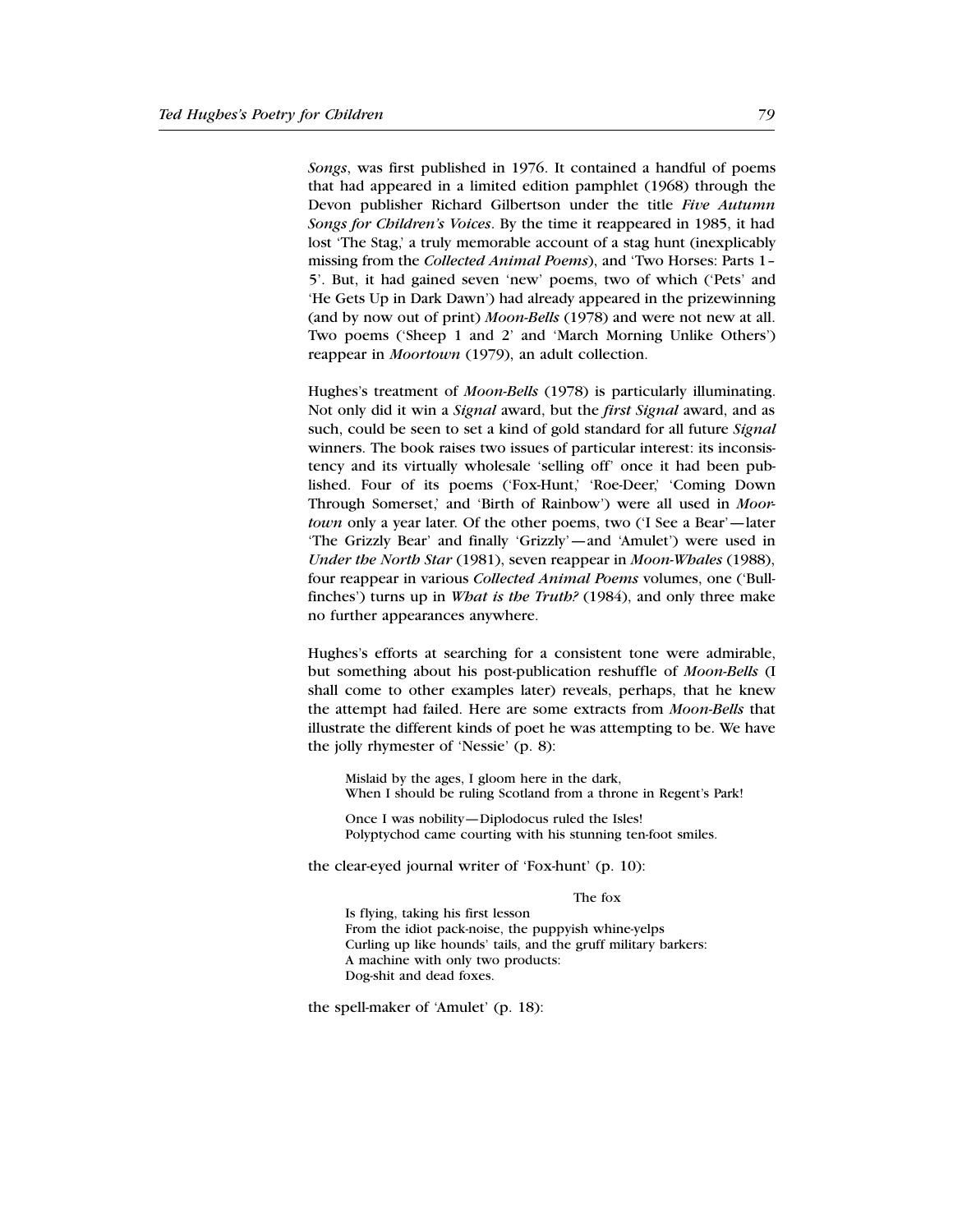*Songs*, was first published in 1976. It contained a handful of poems that had appeared in a limited edition pamphlet (1968) through the Devon publisher Richard Gilbertson under the title *Five Autumn Songs for Children's Voices*. By the time it reappeared in 1985, it had lost 'The Stag,' a truly memorable account of a stag hunt (inexplicably missing from the *Collected Animal Poems*), and 'Two Horses: Parts 1–5'. But, it had gained seven 'new' poems, two of which ('Pets' and 'He Gets Up in Dark Dawn') had already appeared in the prizewinning (and by now out of print) *Moon-Bells* (1978) and were not new at all. Two poems ('Sheep 1 and 2' and 'March Morning Unlike Others') reappear in *Moortown* (1979), an adult collection.

Hughes's treatment of *Moon-Bells* (1978) is particularly illuminating. Not only did it win a *Signal* award, but the ***first Signal*** award, and as such, could be seen to set a kind of gold standard for all future *Signal* winners. The book raises two issues of particular interest: its inconsistency and its virtually wholesale 'selling off' once it had been published. Four of its poems ('Fox-Hunt,' 'Roe-Deer,' 'Coming Down Through Somerset,' and 'Birth of Rainbow') were all used in *Moortown* only a year later. Of the other poems, two ('I See a Bear'—later 'The Grizzly Bear' and finally 'Grizzly'—and 'Amulet') were used in *Under the North Star* (1981), seven reappear in *Moon-Whales* (1988), four reappear in various *Collected Animal Poems* volumes, one ('Bullfinches') turns up in *What is the Truth?* (1984), and only three make no further appearances anywhere.

Hughes's efforts at searching for a consistent tone were admirable, but something about his post-publication reshuffle of *Moon-Bells* (I shall come to other examples later) reveals, perhaps, that he knew the attempt had failed. Here are some extracts from *Moon-Bells* that illustrate the different kinds of poet he was attempting to be. We have the jolly rhymester of 'Nessie' (p. 8):

> Mislaid by the ages, I gloom here in the dark,
> When I should be ruling Scotland from a throne in Regent's Park!
>
> Once I was nobility—Diplodocus ruled the Isles!
> Polyptychod came courting with his stunning ten-foot smiles.

the clear-eyed journal writer of 'Fox-hunt' (p. 10):

> The fox
> Is flying, taking his first lesson
> From the idiot pack-noise, the puppyish whine-yelps
> Curling up like hounds' tails, and the gruff military barkers:
> A machine with only two products:
> Dog-shit and dead foxes.

the spell-maker of 'Amulet' (p. 18):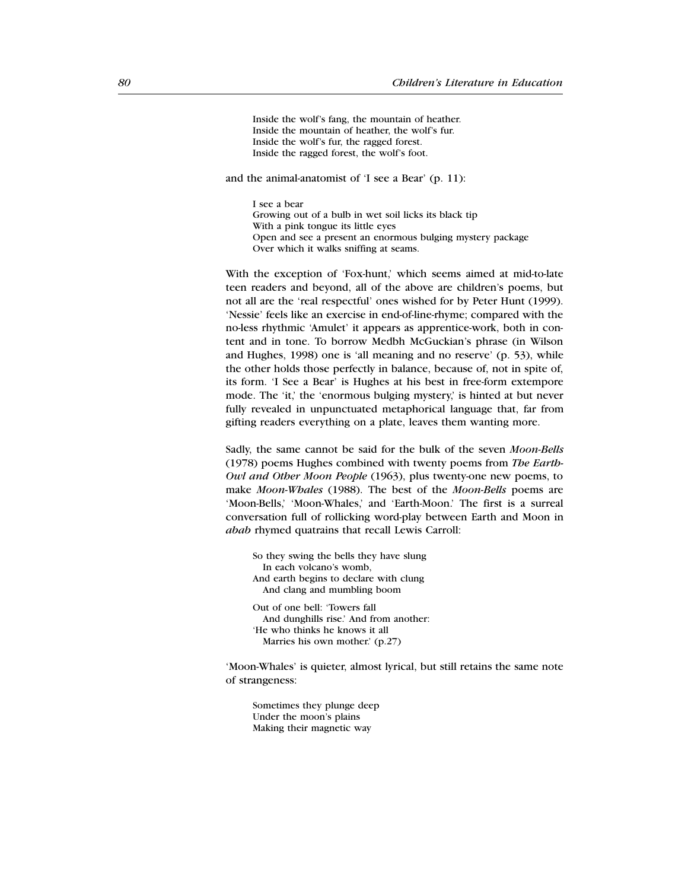Inside the wolf's fang, the mountain of heather.  
Inside the mountain of heather, the wolf's fur.  
Inside the wolf's fur, the ragged forest.  
Inside the ragged forest, the wolf's foot.

and the animal-anatomist of 'I see a Bear' (p. 11):

I see a bear  
Growing out of a bulb in wet soil licks its black tip  
With a pink tongue its little eyes  
Open and see a present an enormous bulging mystery package  
Over which it walks sniffing at seams.

With the exception of 'Fox-hunt,' which seems aimed at mid-to-late teen readers and beyond, all of the above are children's poems, but not all are the 'real respectful' ones wished for by Peter Hunt (1999). 'Nessie' feels like an exercise in end-of-line-rhyme; compared with the no-less rhythmic 'Amulet' it appears as apprentice-work, both in content and in tone. To borrow Medbh McGuckian's phrase (in Wilson and Hughes, 1998) one is 'all meaning and no reserve' (p. 53), while the other holds those perfectly in balance, because of, not in spite of, its form. 'I See a Bear' is Hughes at his best in free-form extempore mode. The 'it,' the 'enormous bulging mystery,' is hinted at but never fully revealed in unpunctuated metaphorical language that, far from gifting readers everything on a plate, leaves them wanting more.

Sadly, the same cannot be said for the bulk of the seven *Moon-Bells* (1978) poems Hughes combined with twenty poems from *The Earth-Owl and Other Moon People* (1963), plus twenty-one new poems, to make *Moon-Whales* (1988). The best of the *Moon-Bells* poems are 'Moon-Bells,' 'Moon-Whales,' and 'Earth-Moon.' The first is a surreal conversation full of rollicking word-play between Earth and Moon in *abab* rhymed quatrains that recall Lewis Carroll:

So they swing the bells they have slung  
  In each volcano's womb,  
And earth begins to declare with clung  
  And clang and mumbling boom

Out of one bell: 'Towers fall  
  And dunghills rise.' And from another:  
'He who thinks he knows it all  
  Marries his own mother.' (p.27)

'Moon-Whales' is quieter, almost lyrical, but still retains the same note of strangeness:

Sometimes they plunge deep  
Under the moon's plains  
Making their magnetic way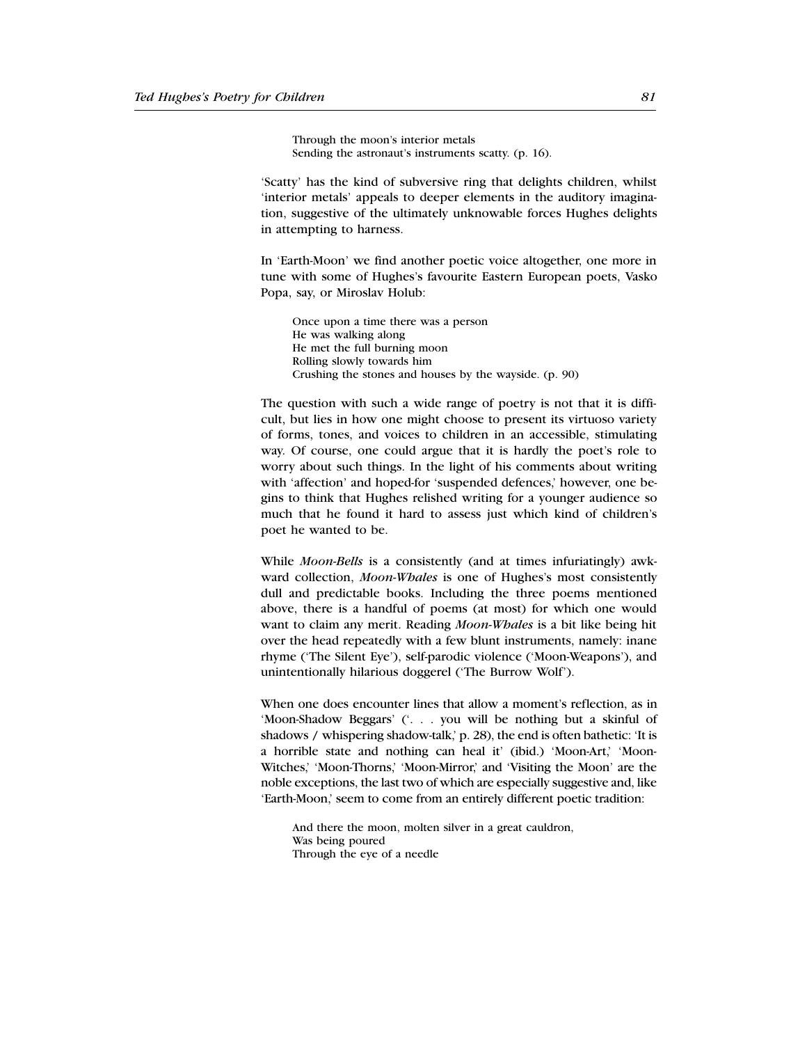> Through the moon's interior metals
> Sending the astronaut's instruments scatty. (p. 16).

'Scatty' has the kind of subversive ring that delights children, whilst 'interior metals' appeals to deeper elements in the auditory imagination, suggestive of the ultimately unknowable forces Hughes delights in attempting to harness.

In 'Earth-Moon' we find another poetic voice altogether, one more in tune with some of Hughes's favourite Eastern European poets, Vasko Popa, say, or Miroslav Holub:

> Once upon a time there was a person
> He was walking along
> He met the full burning moon
> Rolling slowly towards him
> Crushing the stones and houses by the wayside. (p. 90)

The question with such a wide range of poetry is not that it is difficult, but lies in how one might choose to present its virtuoso variety of forms, tones, and voices to children in an accessible, stimulating way. Of course, one could argue that it is hardly the poet's role to worry about such things. In the light of his comments about writing with 'affection' and hoped-for 'suspended defences,' however, one begins to think that Hughes relished writing for a younger audience so much that he found it hard to assess just which kind of children's poet he wanted to be.

While *Moon-Bells* is a consistently (and at times infuriatingly) awkward collection, *Moon-Whales* is one of Hughes's most consistently dull and predictable books. Including the three poems mentioned above, there is a handful of poems (at most) for which one would want to claim any merit. Reading *Moon-Whales* is a bit like being hit over the head repeatedly with a few blunt instruments, namely: inane rhyme ('The Silent Eye'), self-parodic violence ('Moon-Weapons'), and unintentionally hilarious doggerel ('The Burrow Wolf').

When one does encounter lines that allow a moment's reflection, as in 'Moon-Shadow Beggars' ('. . . you will be nothing but a skinful of shadows / whispering shadow-talk,' p. 28), the end is often bathetic: 'It is a horrible state and nothing can heal it' (ibid.) 'Moon-Art,' 'Moon-Witches,' 'Moon-Thorns,' 'Moon-Mirror,' and 'Visiting the Moon' are the noble exceptions, the last two of which are especially suggestive and, like 'Earth-Moon,' seem to come from an entirely different poetic tradition:

> And there the moon, molten silver in a great cauldron,
> Was being poured
> Through the eye of a needle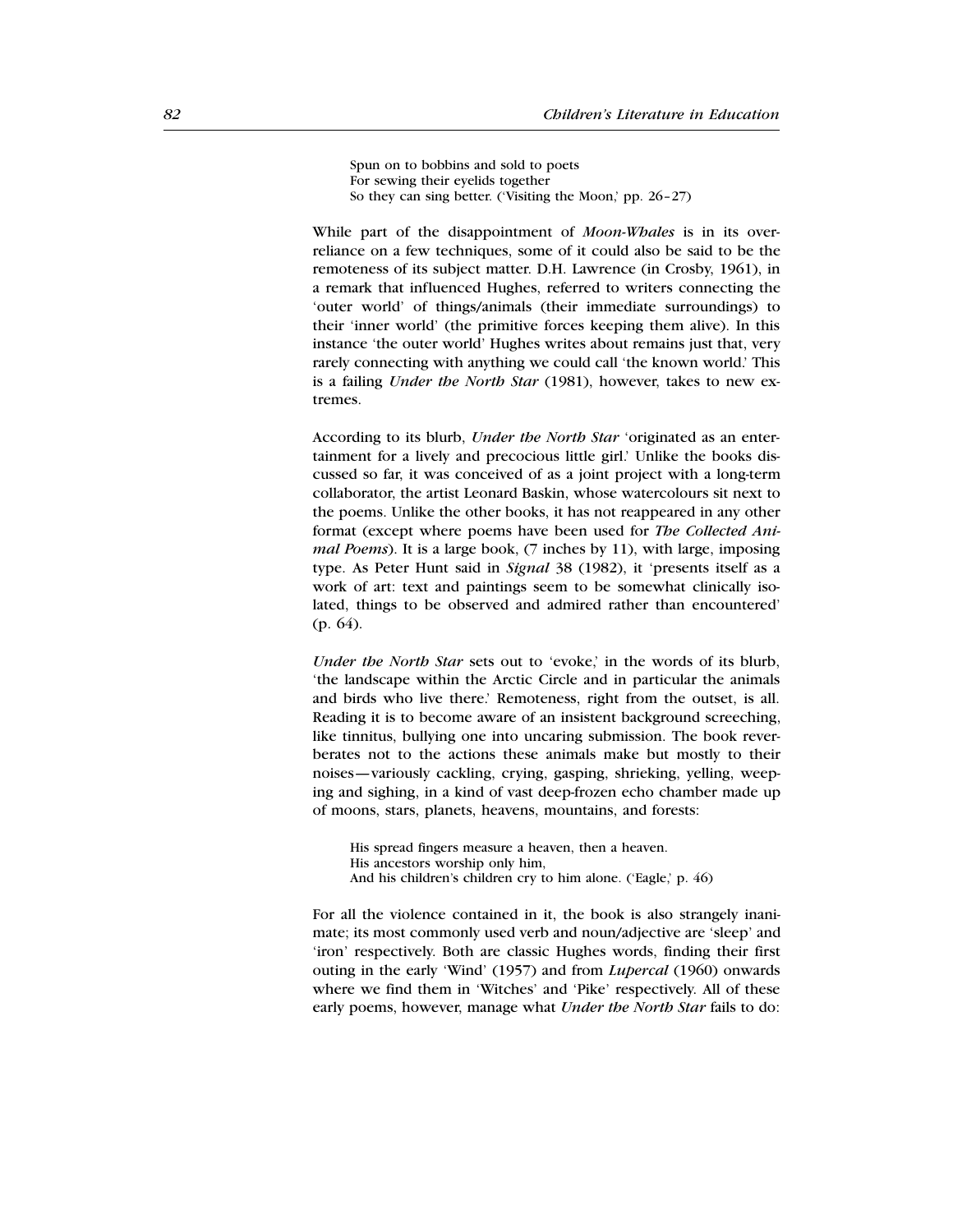> Spun on to bobbins and sold to poets
> For sewing their eyelids together
> So they can sing better. ('Visiting the Moon,' pp. 26–27)

While part of the disappointment of *Moon-Whales* is in its over-reliance on a few techniques, some of it could also be said to be the remoteness of its subject matter. D.H. Lawrence (in Crosby, 1961), in a remark that influenced Hughes, referred to writers connecting the 'outer world' of things/animals (their immediate surroundings) to their 'inner world' (the primitive forces keeping them alive). In this instance 'the outer world' Hughes writes about remains just that, very rarely connecting with anything we could call 'the known world.' This is a failing *Under the North Star* (1981), however, takes to new extremes.

According to its blurb, *Under the North Star* 'originated as an entertainment for a lively and precocious little girl.' Unlike the books discussed so far, it was conceived of as a joint project with a long-term collaborator, the artist Leonard Baskin, whose watercolours sit next to the poems. Unlike the other books, it has not reappeared in any other format (except where poems have been used for *The Collected Animal Poems*). It is a large book, (7 inches by 11), with large, imposing type. As Peter Hunt said in *Signal* 38 (1982), it 'presents itself as a work of art: text and paintings seem to be somewhat clinically isolated, things to be observed and admired rather than encountered' (p. 64).

*Under the North Star* sets out to 'evoke,' in the words of its blurb, 'the landscape within the Arctic Circle and in particular the animals and birds who live there.' Remoteness, right from the outset, is all. Reading it is to become aware of an insistent background screeching, like tinnitus, bullying one into uncaring submission. The book reverberates not to the actions these animals make but mostly to their noises—variously cackling, crying, gasping, shrieking, yelling, weeping and sighing, in a kind of vast deep-frozen echo chamber made up of moons, stars, planets, heavens, mountains, and forests:

> His spread fingers measure a heaven, then a heaven.
> His ancestors worship only him,
> And his children's children cry to him alone. ('Eagle,' p. 46)

For all the violence contained in it, the book is also strangely inanimate; its most commonly used verb and noun/adjective are 'sleep' and 'iron' respectively. Both are classic Hughes words, finding their first outing in the early 'Wind' (1957) and from *Lupercal* (1960) onwards where we find them in 'Witches' and 'Pike' respectively. All of these early poems, however, manage what *Under the North Star* fails to do: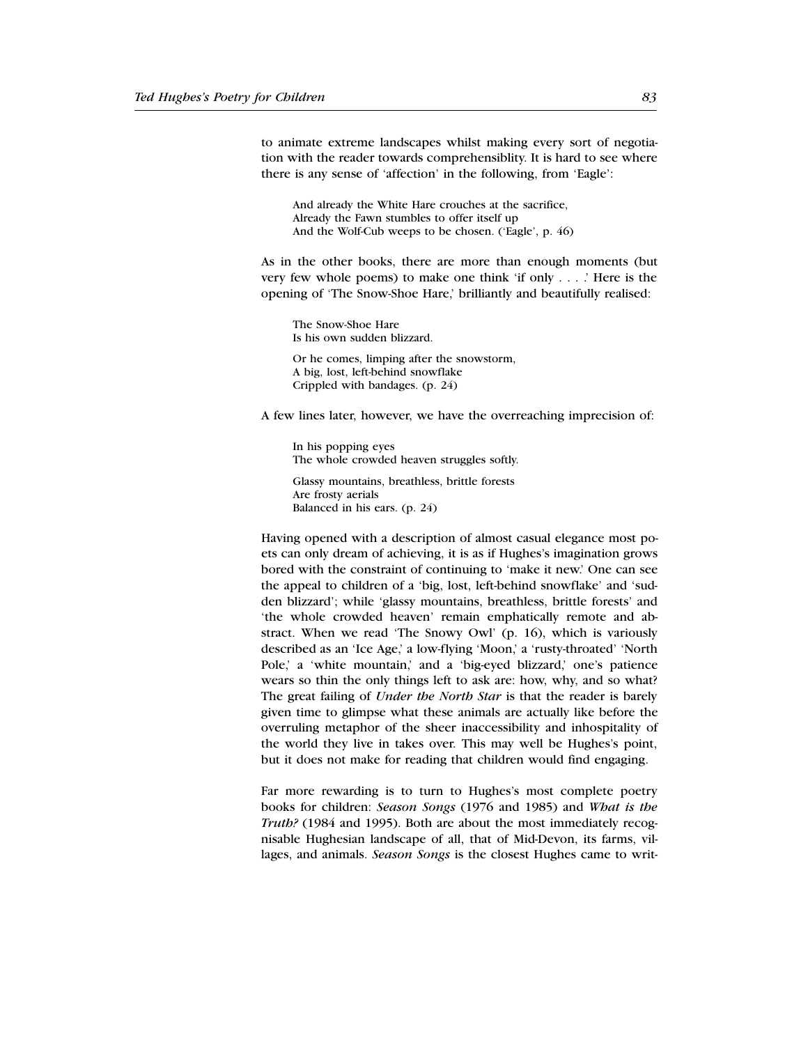to animate extreme landscapes whilst making every sort of negotiation with the reader towards comprehensiblity. It is hard to see where there is any sense of 'affection' in the following, from 'Eagle':

> And already the White Hare crouches at the sacrifice,
> Already the Fawn stumbles to offer itself up
> And the Wolf-Cub weeps to be chosen. ('Eagle', p. 46)

As in the other books, there are more than enough moments (but very few whole poems) to make one think 'if only . . . .' Here is the opening of 'The Snow-Shoe Hare,' brilliantly and beautifully realised:

> The Snow-Shoe Hare
> Is his own sudden blizzard.
>
> Or he comes, limping after the snowstorm,
> A big, lost, left-behind snowflake
> Crippled with bandages. (p. 24)

A few lines later, however, we have the overreaching imprecision of:

> In his popping eyes
> The whole crowded heaven struggles softly.
>
> Glassy mountains, breathless, brittle forests
> Are frosty aerials
> Balanced in his ears. (p. 24)

Having opened with a description of almost casual elegance most poets can only dream of achieving, it is as if Hughes's imagination grows bored with the constraint of continuing to 'make it new.' One can see the appeal to children of a 'big, lost, left-behind snowflake' and 'sudden blizzard'; while 'glassy mountains, breathless, brittle forests' and 'the whole crowded heaven' remain emphatically remote and abstract. When we read 'The Snowy Owl' (p. 16), which is variously described as an 'Ice Age,' a low-flying 'Moon,' a 'rusty-throated' 'North Pole,' a 'white mountain,' and a 'big-eyed blizzard,' one's patience wears so thin the only things left to ask are: how, why, and so what? The great failing of *Under the North Star* is that the reader is barely given time to glimpse what these animals are actually like before the overruling metaphor of the sheer inaccessibility and inhospitality of the world they live in takes over. This may well be Hughes's point, but it does not make for reading that children would find engaging.

Far more rewarding is to turn to Hughes's most complete poetry books for children: *Season Songs* (1976 and 1985) and *What is the Truth?* (1984 and 1995). Both are about the most immediately recognisable Hughesian landscape of all, that of Mid-Devon, its farms, villages, and animals. *Season Songs* is the closest Hughes came to writ-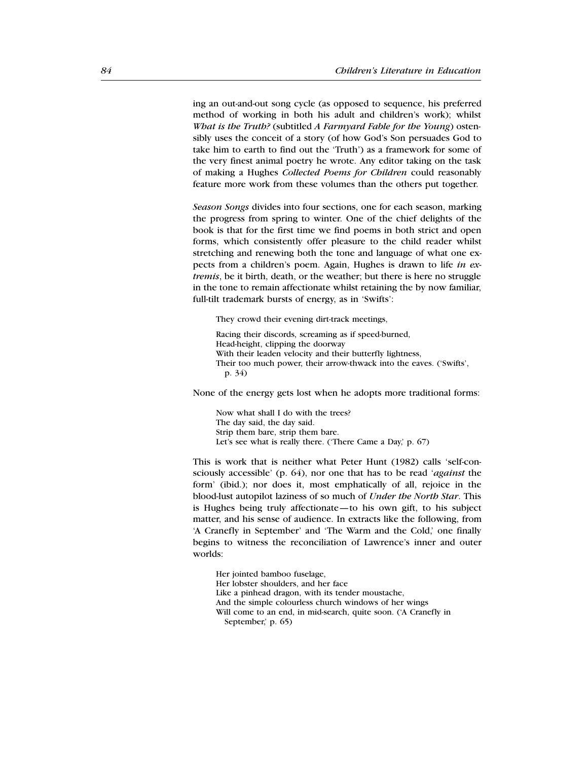ing an out-and-out song cycle (as opposed to sequence, his preferred method of working in both his adult and children's work); whilst *What is the Truth?* (subtitled *A Farmyard Fable for the Young*) ostensibly uses the conceit of a story (of how God's Son persuades God to take him to earth to find out the 'Truth') as a framework for some of the very finest animal poetry he wrote. Any editor taking on the task of making a Hughes *Collected Poems for Children* could reasonably feature more work from these volumes than the others put together.

*Season Songs* divides into four sections, one for each season, marking the progress from spring to winter. One of the chief delights of the book is that for the first time we find poems in both strict and open forms, which consistently offer pleasure to the child reader whilst stretching and renewing both the tone and language of what one expects from a children's poem. Again, Hughes is drawn to life *in extremis*, be it birth, death, or the weather; but there is here no struggle in the tone to remain affectionate whilst retaining the by now familiar, full-tilt trademark bursts of energy, as in 'Swifts':

> They crowd their evening dirt-track meetings,
>
> Racing their discords, screaming as if speed-burned,
> Head-height, clipping the doorway
> With their leaden velocity and their butterfly lightness,
> Their too much power, their arrow-thwack into the eaves. ('Swifts', p. 34)

None of the energy gets lost when he adopts more traditional forms:

> Now what shall I do with the trees?
> The day said, the day said.
> Strip them bare, strip them bare.
> Let's see what is really there. ('There Came a Day,' p. 67)

This is work that is neither what Peter Hunt (1982) calls 'self-consciously accessible' (p. 64), nor one that has to be read '*against* the form' (ibid.); nor does it, most emphatically of all, rejoice in the blood-lust autopilot laziness of so much of *Under the North Star*. This is Hughes being truly affectionate—to his own gift, to his subject matter, and his sense of audience. In extracts like the following, from 'A Cranefly in September' and 'The Warm and the Cold,' one finally begins to witness the reconciliation of Lawrence's inner and outer worlds:

> Her jointed bamboo fuselage,
> Her lobster shoulders, and her face
> Like a pinhead dragon, with its tender moustache,
> And the simple colourless church windows of her wings
> Will come to an end, in mid-search, quite soon. ('A Cranefly in September,' p. 65)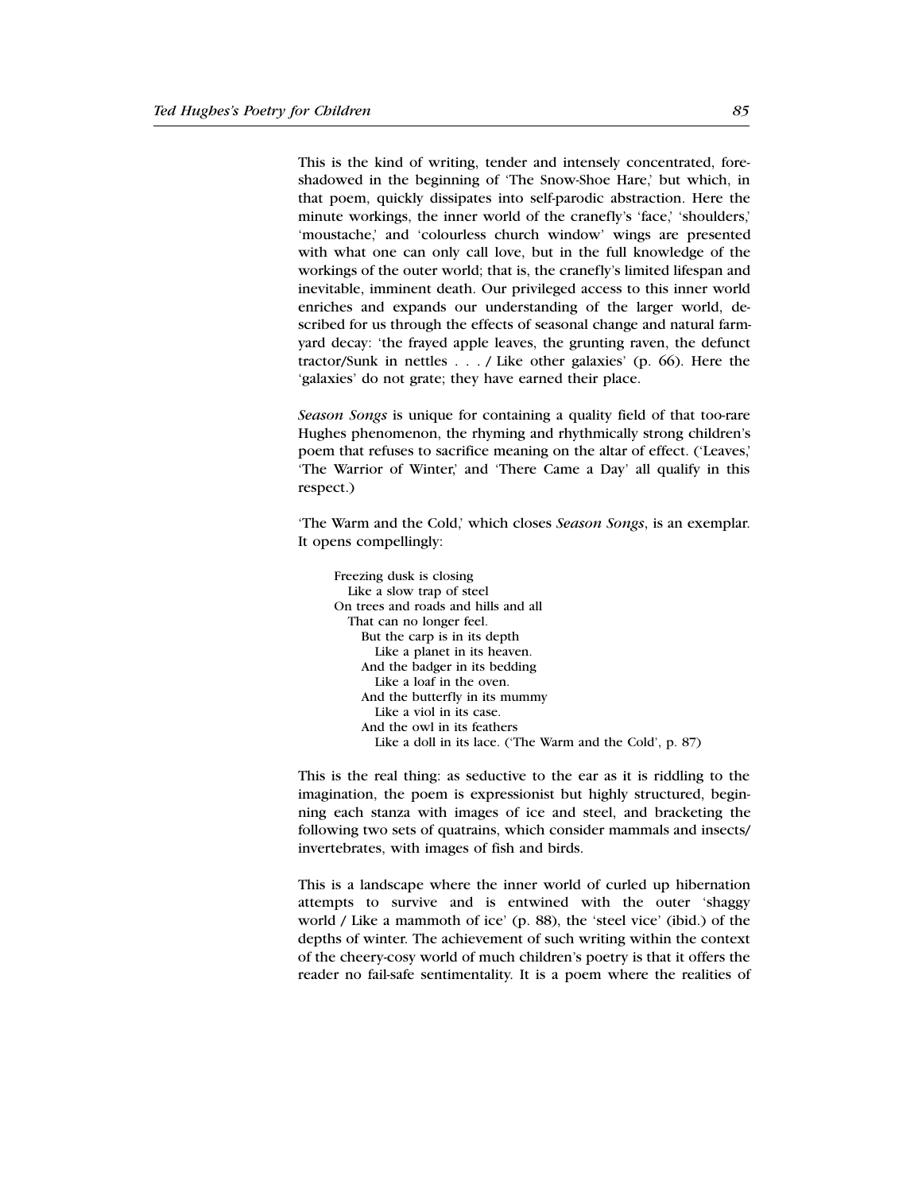This is the kind of writing, tender and intensely concentrated, foreshadowed in the beginning of 'The Snow-Shoe Hare,' but which, in that poem, quickly dissipates into self-parodic abstraction. Here the minute workings, the inner world of the cranefly's 'face,' 'shoulders,' 'moustache,' and 'colourless church window' wings are presented with what one can only call love, but in the full knowledge of the workings of the outer world; that is, the cranefly's limited lifespan and inevitable, imminent death. Our privileged access to this inner world enriches and expands our understanding of the larger world, described for us through the effects of seasonal change and natural farmyard decay: 'the frayed apple leaves, the grunting raven, the defunct tractor/Sunk in nettles . . . / Like other galaxies' (p. 66). Here the 'galaxies' do not grate; they have earned their place.

*Season Songs* is unique for containing a quality field of that too-rare Hughes phenomenon, the rhyming and rhythmically strong children's poem that refuses to sacrifice meaning on the altar of effect. ('Leaves,' 'The Warrior of Winter,' and 'There Came a Day' all qualify in this respect.)

'The Warm and the Cold,' which closes *Season Songs*, is an exemplar. It opens compellingly:

> Freezing dusk is closing  
> Like a slow trap of steel  
> On trees and roads and hills and all  
> That can no longer feel.  
> But the carp is in its depth  
> Like a planet in its heaven.  
> And the badger in its bedding  
> Like a loaf in the oven.  
> And the butterfly in its mummy  
> Like a viol in its case.  
> And the owl in its feathers  
> Like a doll in its lace. ('The Warm and the Cold', p. 87)

This is the real thing: as seductive to the ear as it is riddling to the imagination, the poem is expressionist but highly structured, beginning each stanza with images of ice and steel, and bracketing the following two sets of quatrains, which consider mammals and insects/invertebrates, with images of fish and birds.

This is a landscape where the inner world of curled up hibernation attempts to survive and is entwined with the outer 'shaggy world / Like a mammoth of ice' (p. 88), the 'steel vice' (ibid.) of the depths of winter. The achievement of such writing within the context of the cheery-cosy world of much children's poetry is that it offers the reader no fail-safe sentimentality. It is a poem where the realities of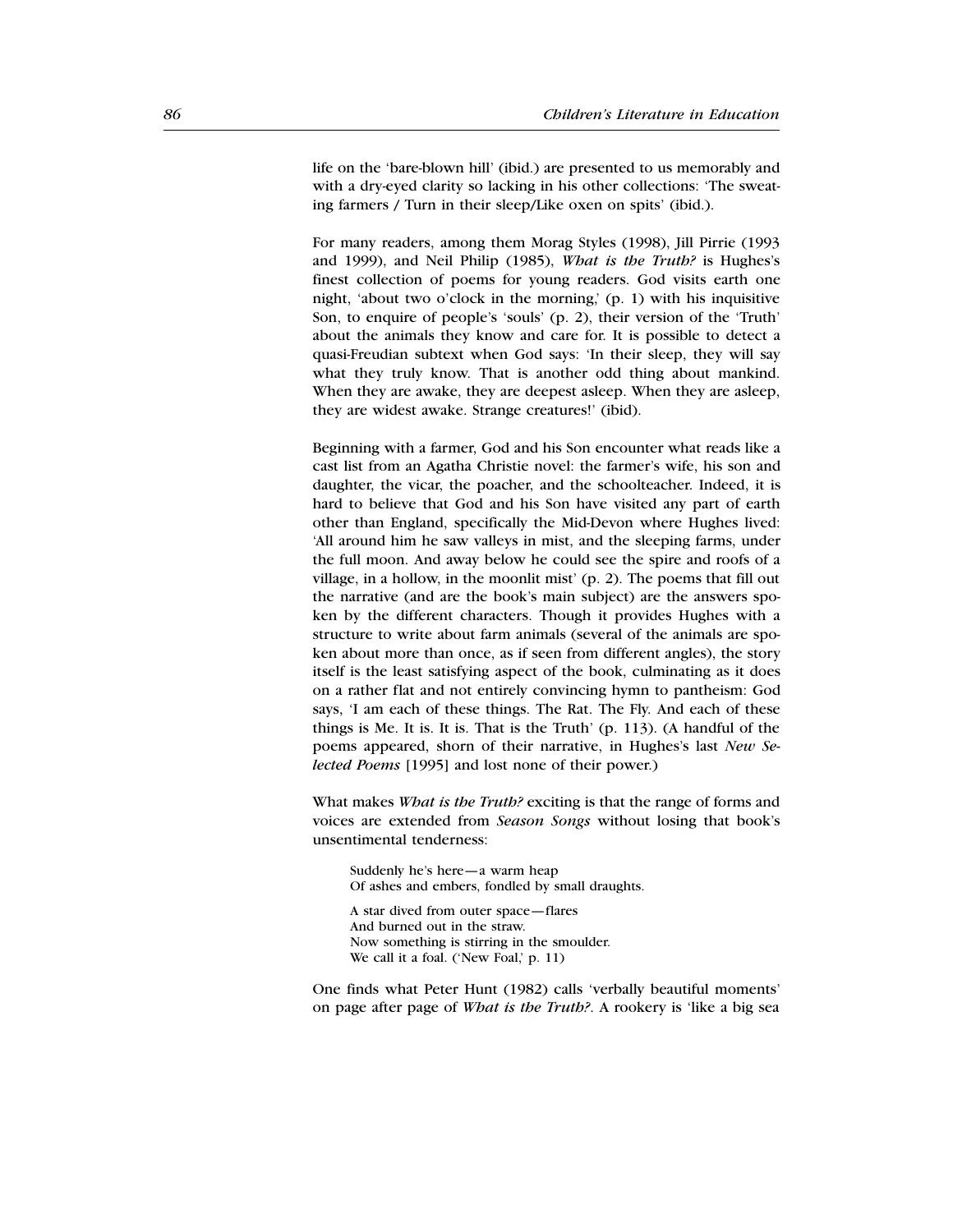life on the 'bare-blown hill' (ibid.) are presented to us memorably and with a dry-eyed clarity so lacking in his other collections: 'The sweating farmers / Turn in their sleep/Like oxen on spits' (ibid.).

For many readers, among them Morag Styles (1998), Jill Pirrie (1993 and 1999), and Neil Philip (1985), *What is the Truth?* is Hughes's finest collection of poems for young readers. God visits earth one night, 'about two o'clock in the morning,' (p. 1) with his inquisitive Son, to enquire of people's 'souls' (p. 2), their version of the 'Truth' about the animals they know and care for. It is possible to detect a quasi-Freudian subtext when God says: 'In their sleep, they will say what they truly know. That is another odd thing about mankind. When they are awake, they are deepest asleep. When they are asleep, they are widest awake. Strange creatures!' (ibid).

Beginning with a farmer, God and his Son encounter what reads like a cast list from an Agatha Christie novel: the farmer's wife, his son and daughter, the vicar, the poacher, and the schoolteacher. Indeed, it is hard to believe that God and his Son have visited any part of earth other than England, specifically the Mid-Devon where Hughes lived: 'All around him he saw valleys in mist, and the sleeping farms, under the full moon. And away below he could see the spire and roofs of a village, in a hollow, in the moonlit mist' (p. 2). The poems that fill out the narrative (and are the book's main subject) are the answers spoken by the different characters. Though it provides Hughes with a structure to write about farm animals (several of the animals are spoken about more than once, as if seen from different angles), the story itself is the least satisfying aspect of the book, culminating as it does on a rather flat and not entirely convincing hymn to pantheism: God says, 'I am each of these things. The Rat. The Fly. And each of these things is Me. It is. It is. That is the Truth' (p. 113). (A handful of the poems appeared, shorn of their narrative, in Hughes's last *New Selected Poems* [1995] and lost none of their power.)

What makes *What is the Truth?* exciting is that the range of forms and voices are extended from *Season Songs* without losing that book's unsentimental tenderness:

> Suddenly he's here—a warm heap
> Of ashes and embers, fondled by small draughts.
>
> A star dived from outer space—flares
> And burned out in the straw.
> Now something is stirring in the smoulder.
> We call it a foal. ('New Foal,' p. 11)

One finds what Peter Hunt (1982) calls 'verbally beautiful moments' on page after page of *What is the Truth?*. A rookery is 'like a big sea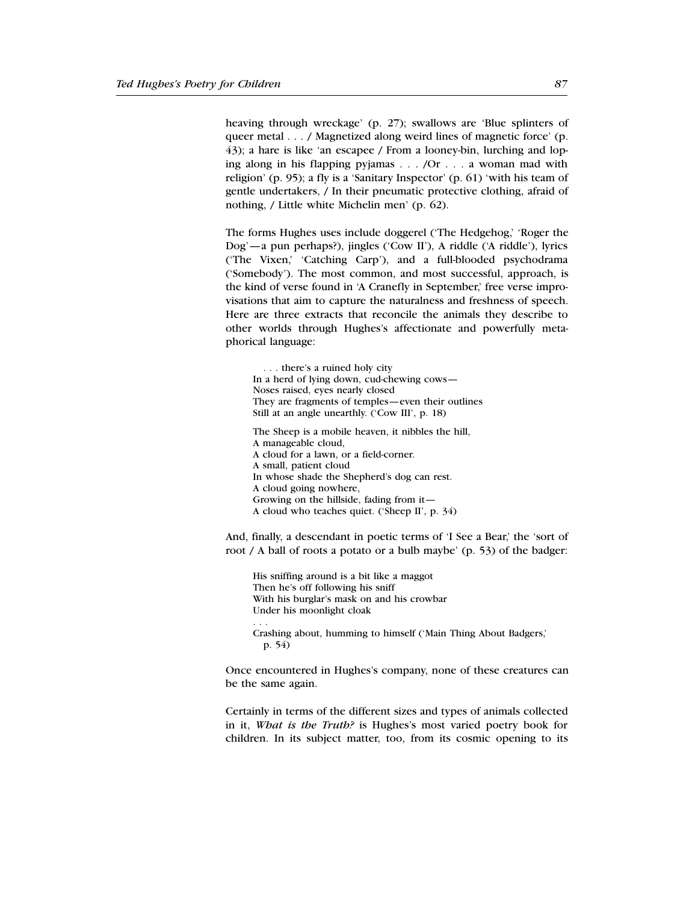heaving through wreckage' (p. 27); swallows are 'Blue splinters of queer metal . . . / Magnetized along weird lines of magnetic force' (p. 43); a hare is like 'an escapee / From a looney-bin, lurching and loping along in his flapping pyjamas . . . /Or . . . a woman mad with religion' (p. 95); a fly is a 'Sanitary Inspector' (p. 61) 'with his team of gentle undertakers, / In their pneumatic protective clothing, afraid of nothing, / Little white Michelin men' (p. 62).

The forms Hughes uses include doggerel ('The Hedgehog,' 'Roger the Dog'—a pun perhaps?), jingles ('Cow II'), A riddle ('A riddle'), lyrics ('The Vixen,' 'Catching Carp'), and a full-blooded psychodrama ('Somebody'). The most common, and most successful, approach, is the kind of verse found in 'A Cranefly in September,' free verse improvisations that aim to capture the naturalness and freshness of speech. Here are three extracts that reconcile the animals they describe to other worlds through Hughes's affectionate and powerfully metaphorical language:

> . . . there's a ruined holy city  
> In a herd of lying down, cud-chewing cows—  
> Noses raised, eyes nearly closed  
> They are fragments of temples—even their outlines  
> Still at an angle unearthly. ('Cow III', p. 18)
>
> The Sheep is a mobile heaven, it nibbles the hill,  
> A manageable cloud,  
> A cloud for a lawn, or a field-corner.  
> A small, patient cloud  
> In whose shade the Shepherd's dog can rest.  
> A cloud going nowhere,  
> Growing on the hillside, fading from it—  
> A cloud who teaches quiet. ('Sheep II', p. 34)

And, finally, a descendant in poetic terms of 'I See a Bear,' the 'sort of root / A ball of roots a potato or a bulb maybe' (p. 53) of the badger:

> His sniffing around is a bit like a maggot  
> Then he's off following his sniff  
> With his burglar's mask on and his crowbar  
> Under his moonlight cloak  
> . . .  
> Crashing about, humming to himself ('Main Thing About Badgers,' p. 54)

Once encountered in Hughes's company, none of these creatures can be the same again.

Certainly in terms of the different sizes and types of animals collected in it, *What is the Truth?* is Hughes's most varied poetry book for children. In its subject matter, too, from its cosmic opening to its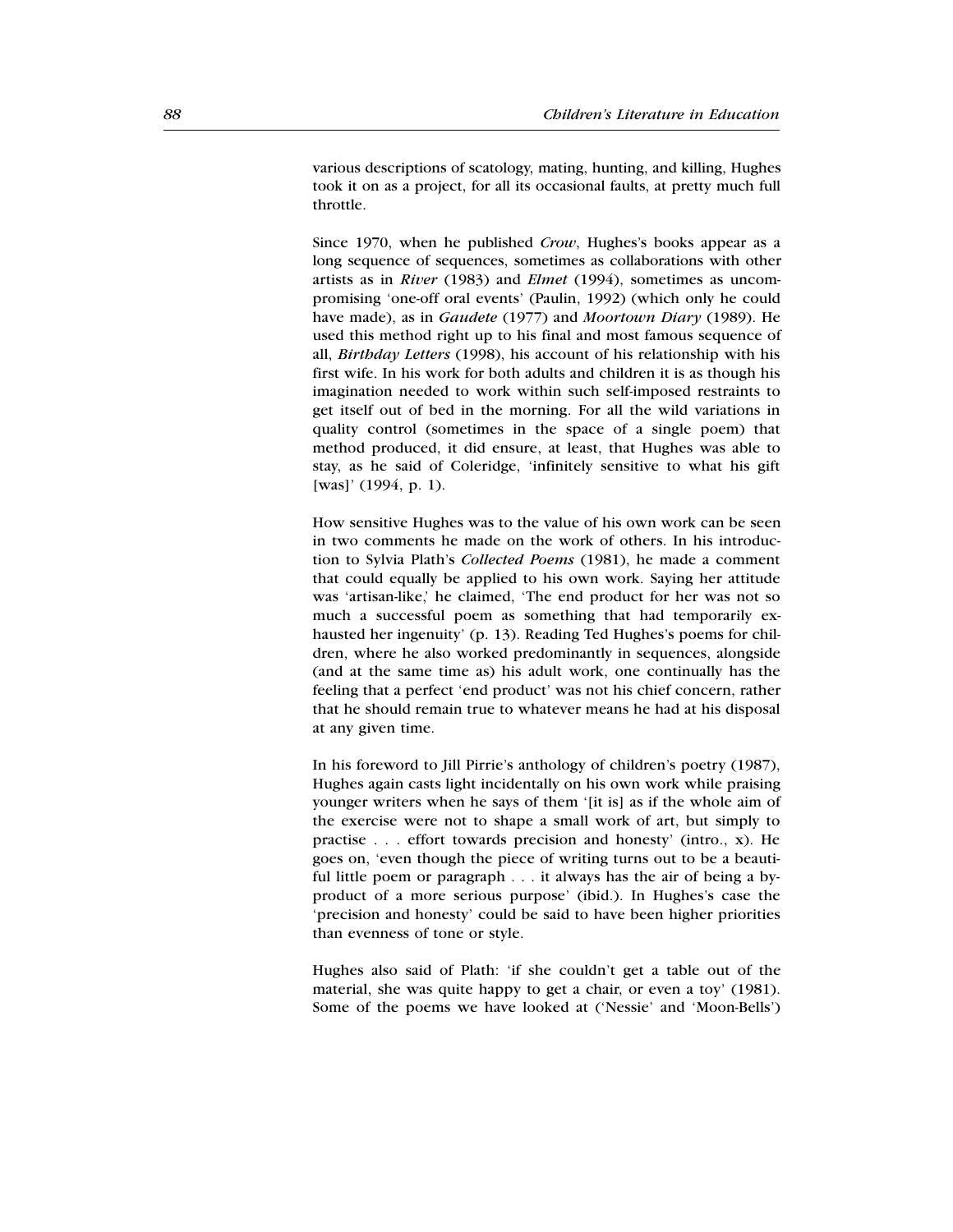various descriptions of scatology, mating, hunting, and killing, Hughes took it on as a project, for all its occasional faults, at pretty much full throttle.

Since 1970, when he published *Crow*, Hughes's books appear as a long sequence of sequences, sometimes as collaborations with other artists as in *River* (1983) and *Elmet* (1994), sometimes as uncompromising 'one-off oral events' (Paulin, 1992) (which only he could have made), as in *Gaudete* (1977) and *Moortown Diary* (1989). He used this method right up to his final and most famous sequence of all, *Birthday Letters* (1998), his account of his relationship with his first wife. In his work for both adults and children it is as though his imagination needed to work within such self-imposed restraints to get itself out of bed in the morning. For all the wild variations in quality control (sometimes in the space of a single poem) that method produced, it did ensure, at least, that Hughes was able to stay, as he said of Coleridge, 'infinitely sensitive to what his gift [was]' (1994, p. 1).

How sensitive Hughes was to the value of his own work can be seen in two comments he made on the work of others. In his introduction to Sylvia Plath's *Collected Poems* (1981), he made a comment that could equally be applied to his own work. Saying her attitude was 'artisan-like,' he claimed, 'The end product for her was not so much a successful poem as something that had temporarily exhausted her ingenuity' (p. 13). Reading Ted Hughes's poems for children, where he also worked predominantly in sequences, alongside (and at the same time as) his adult work, one continually has the feeling that a perfect 'end product' was not his chief concern, rather that he should remain true to whatever means he had at his disposal at any given time.

In his foreword to Jill Pirrie's anthology of children's poetry (1987), Hughes again casts light incidentally on his own work while praising younger writers when he says of them '[it is] as if the whole aim of the exercise were not to shape a small work of art, but simply to practise . . . effort towards precision and honesty' (intro., x). He goes on, 'even though the piece of writing turns out to be a beautiful little poem or paragraph . . . it always has the air of being a by-product of a more serious purpose' (ibid.). In Hughes's case the 'precision and honesty' could be said to have been higher priorities than evenness of tone or style.

Hughes also said of Plath: 'if she couldn't get a table out of the material, she was quite happy to get a chair, or even a toy' (1981). Some of the poems we have looked at ('Nessie' and 'Moon-Bells')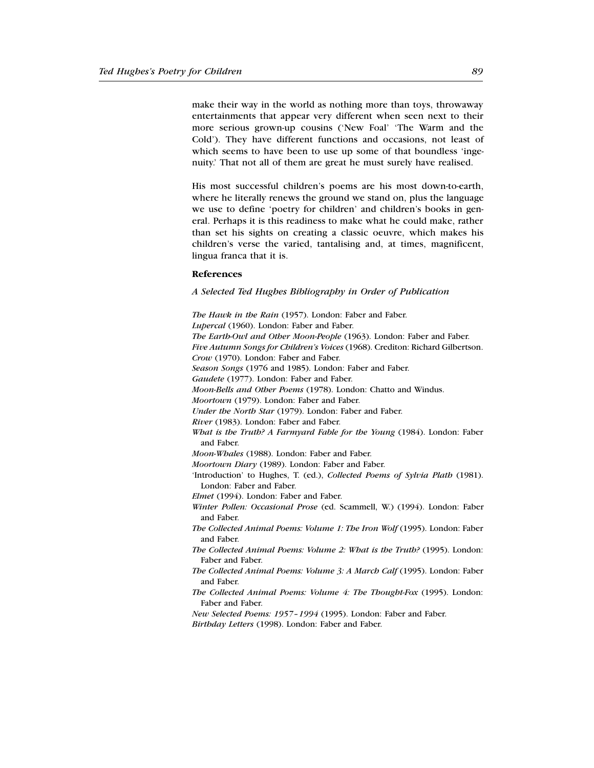make their way in the world as nothing more than toys, throwaway entertainments that appear very different when seen next to their more serious grown-up cousins ('New Foal' 'The Warm and the Cold'). They have different functions and occasions, not least of which seems to have been to use up some of that boundless 'ingenuity.' That not all of them are great he must surely have realised.

His most successful children's poems are his most down-to-earth, where he literally renews the ground we stand on, plus the language we use to define 'poetry for children' and children's books in general. Perhaps it is this readiness to make what he could make, rather than set his sights on creating a classic oeuvre, which makes his children's verse the varied, tantalising and, at times, magnificent, lingua franca that it is.

### References

*A Selected Ted Hughes Bibliography in Order of Publication*

*The Hawk in the Rain* (1957). London: Faber and Faber.
*Lupercal* (1960). London: Faber and Faber.
*The Earth-Owl and Other Moon-People* (1963). London: Faber and Faber.
*Five Autumn Songs for Children's Voices* (1968). Crediton: Richard Gilbertson.
*Crow* (1970). London: Faber and Faber.
*Season Songs* (1976 and 1985). London: Faber and Faber.
*Gaudete* (1977). London: Faber and Faber.
*Moon-Bells and Other Poems* (1978). London: Chatto and Windus.
*Moortown* (1979). London: Faber and Faber.
*Under the North Star* (1979). London: Faber and Faber.
*River* (1983). London: Faber and Faber.
*What is the Truth? A Farmyard Fable for the Young* (1984). London: Faber and Faber.
*Moon-Whales* (1988). London: Faber and Faber.
*Moortown Diary* (1989). London: Faber and Faber.
'Introduction' to Hughes, T. (ed.), *Collected Poems of Sylvia Plath* (1981). London: Faber and Faber.
*Elmet* (1994). London: Faber and Faber.
*Winter Pollen: Occasional Prose* (ed. Scammell, W.) (1994). London: Faber and Faber.
*The Collected Animal Poems: Volume 1: The Iron Wolf* (1995). London: Faber and Faber.
*The Collected Animal Poems: Volume 2: What is the Truth?* (1995). London: Faber and Faber.
*The Collected Animal Poems: Volume 3: A March Calf* (1995). London: Faber and Faber.
*The Collected Animal Poems: Volume 4: The Thought-Fox* (1995). London: Faber and Faber.
*New Selected Poems: 1957–1994* (1995). London: Faber and Faber.
*Birthday Letters* (1998). London: Faber and Faber.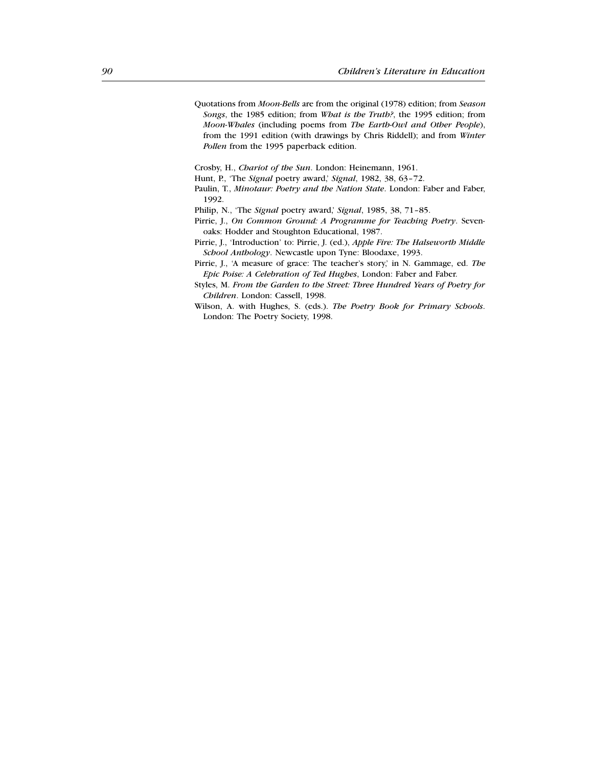Quotations from *Moon-Bells* are from the original (1978) edition; from *Season Songs*, the 1985 edition; from *What is the Truth?*, the 1995 edition; from *Moon-Whales* (including poems from *The Earth-Owl and Other People*), from the 1991 edition (with drawings by Chris Riddell); and from *Winter Pollen* from the 1995 paperback edition.

Crosby, H., *Chariot of the Sun*. London: Heinemann, 1961.

Hunt, P., 'The *Signal* poetry award,' *Signal*, 1982, 38, 63–72.

Paulin, T., *Minotaur: Poetry and the Nation State*. London: Faber and Faber, 1992.

Philip, N., 'The *Signal* poetry award,' *Signal*, 1985, 38, 71–85.

Pirrie, J., *On Common Ground: A Programme for Teaching Poetry*. Sevenoaks: Hodder and Stoughton Educational, 1987.

Pirrie, J., 'Introduction' to: Pirrie, J. (ed.), *Apple Fire: The Halseworth Middle School Anthology*. Newcastle upon Tyne: Bloodaxe, 1993.

Pirrie, J., 'A measure of grace: The teacher's story,' in N. Gammage, ed. *The Epic Poise: A Celebration of Ted Hughes*, London: Faber and Faber.

Styles, M. *From the Garden to the Street: Three Hundred Years of Poetry for Children*. London: Cassell, 1998.

Wilson, A. with Hughes, S. (eds.). *The Poetry Book for Primary Schools*. London: The Poetry Society, 1998.